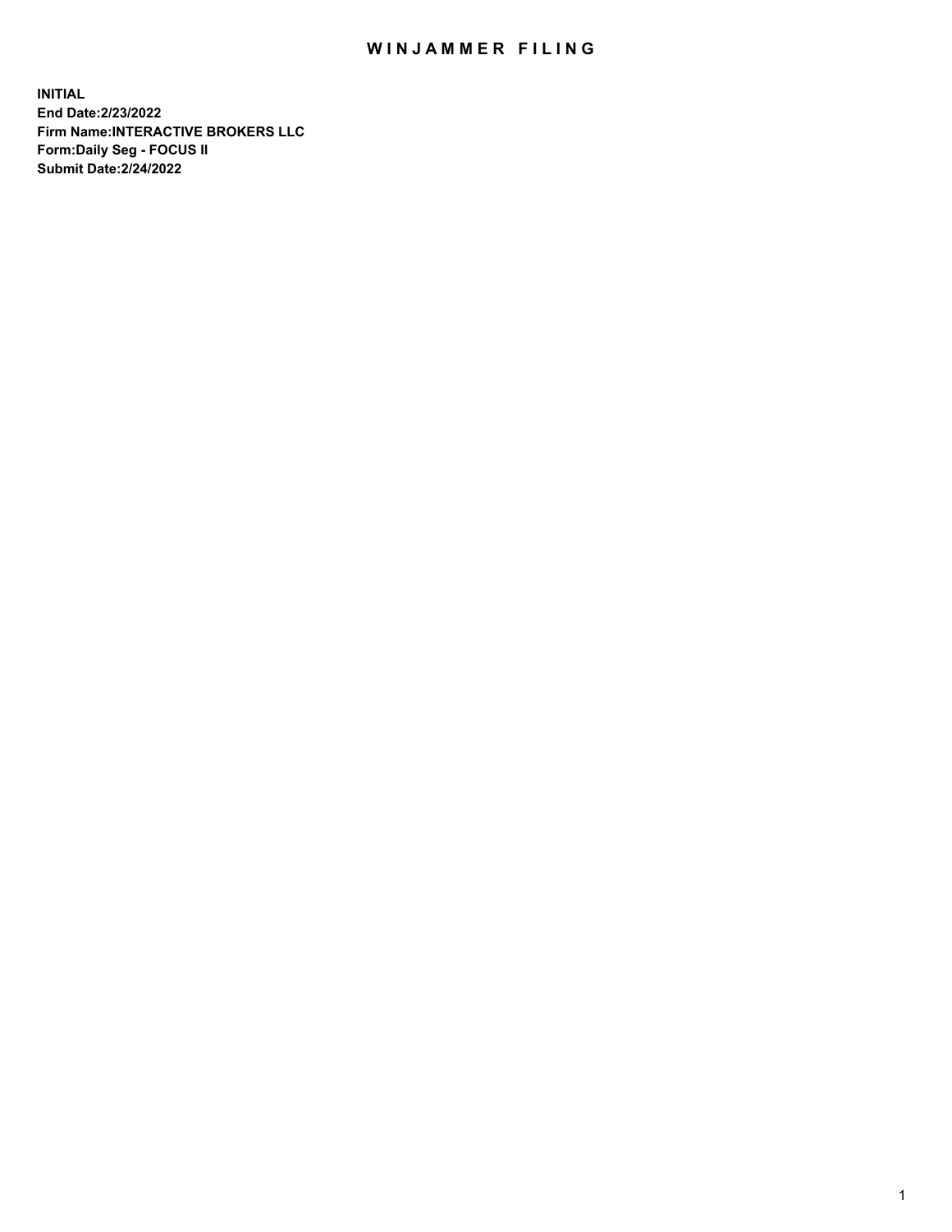# WINJAMMER FILING

**INITIAL**
**End Date:2/23/2022**
**Firm Name:INTERACTIVE BROKERS LLC**
**Form:Daily Seg - FOCUS II**
**Submit Date:2/24/2022**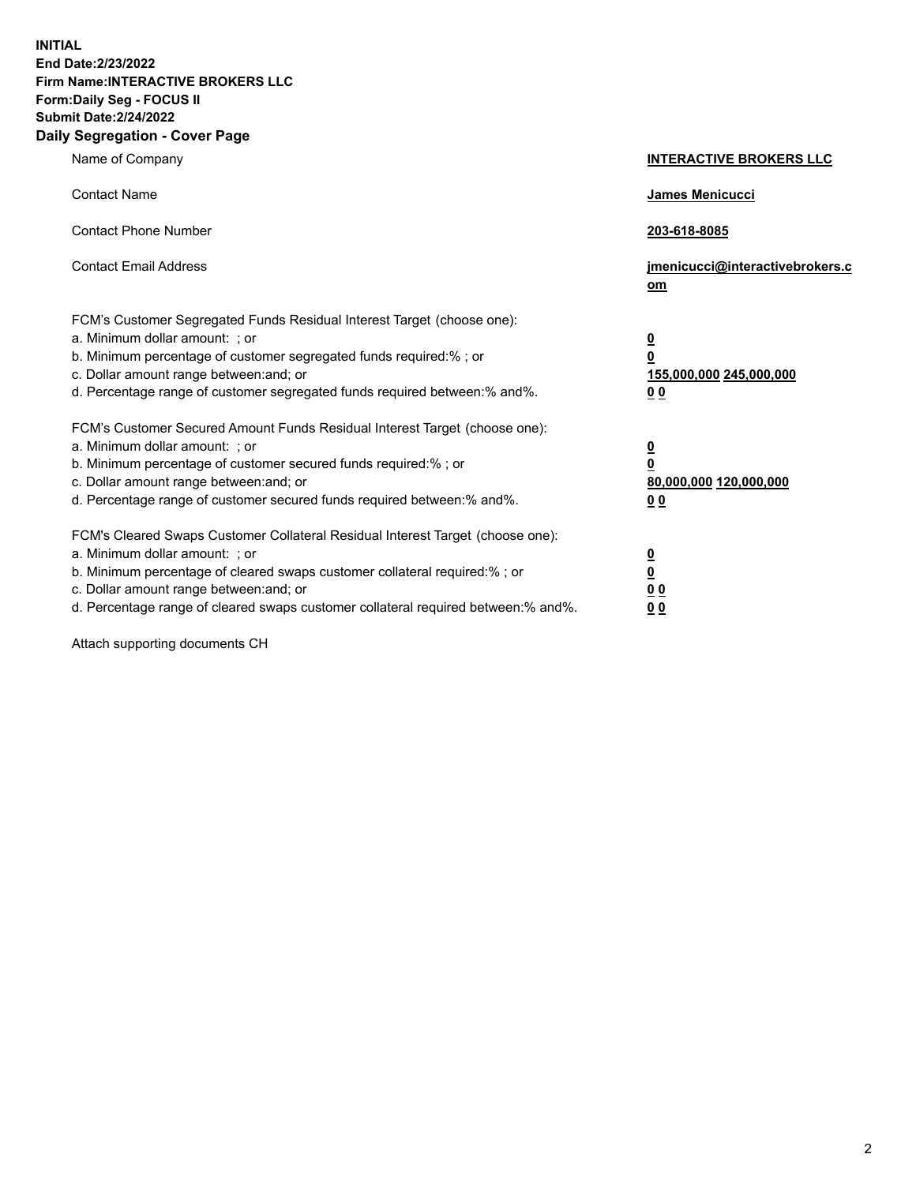**INITIAL**
**End Date:2/23/2022**
**Firm Name:INTERACTIVE BROKERS LLC**
**Form:Daily Seg - FOCUS II**
**Submit Date:2/24/2022**

## Daily Segregation - Cover Page

| | |
|---|---|
| Name of Company | **INTERACTIVE BROKERS LLC** |
| Contact Name | **James Menicucci** |
| Contact Phone Number | **203-618-8085** |
| Contact Email Address | **jmenicucci@interactivebrokers.com** |

FCM's Customer Segregated Funds Residual Interest Target (choose one):

| | |
|---|---|
| a. Minimum dollar amount: ; or | **0** |
| b. Minimum percentage of customer segregated funds required:% ; or | **0** |
| c. Dollar amount range between:and; or | **155,000,000 245,000,000** |
| d. Percentage range of customer segregated funds required between:% and%. | **0 0** |

FCM's Customer Secured Amount Funds Residual Interest Target (choose one):

| | |
|---|---|
| a. Minimum dollar amount: ; or | **0** |
| b. Minimum percentage of customer secured funds required:% ; or | **0** |
| c. Dollar amount range between:and; or | **80,000,000 120,000,000** |
| d. Percentage range of customer secured funds required between:% and%. | **0 0** |

FCM's Cleared Swaps Customer Collateral Residual Interest Target (choose one):

| | |
|---|---|
| a. Minimum dollar amount: ; or | **0** |
| b. Minimum percentage of cleared swaps customer collateral required:% ; or | **0** |
| c. Dollar amount range between:and; or | **0 0** |
| d. Percentage range of cleared swaps customer collateral required between:% and%. | **0 0** |

Attach supporting documents CH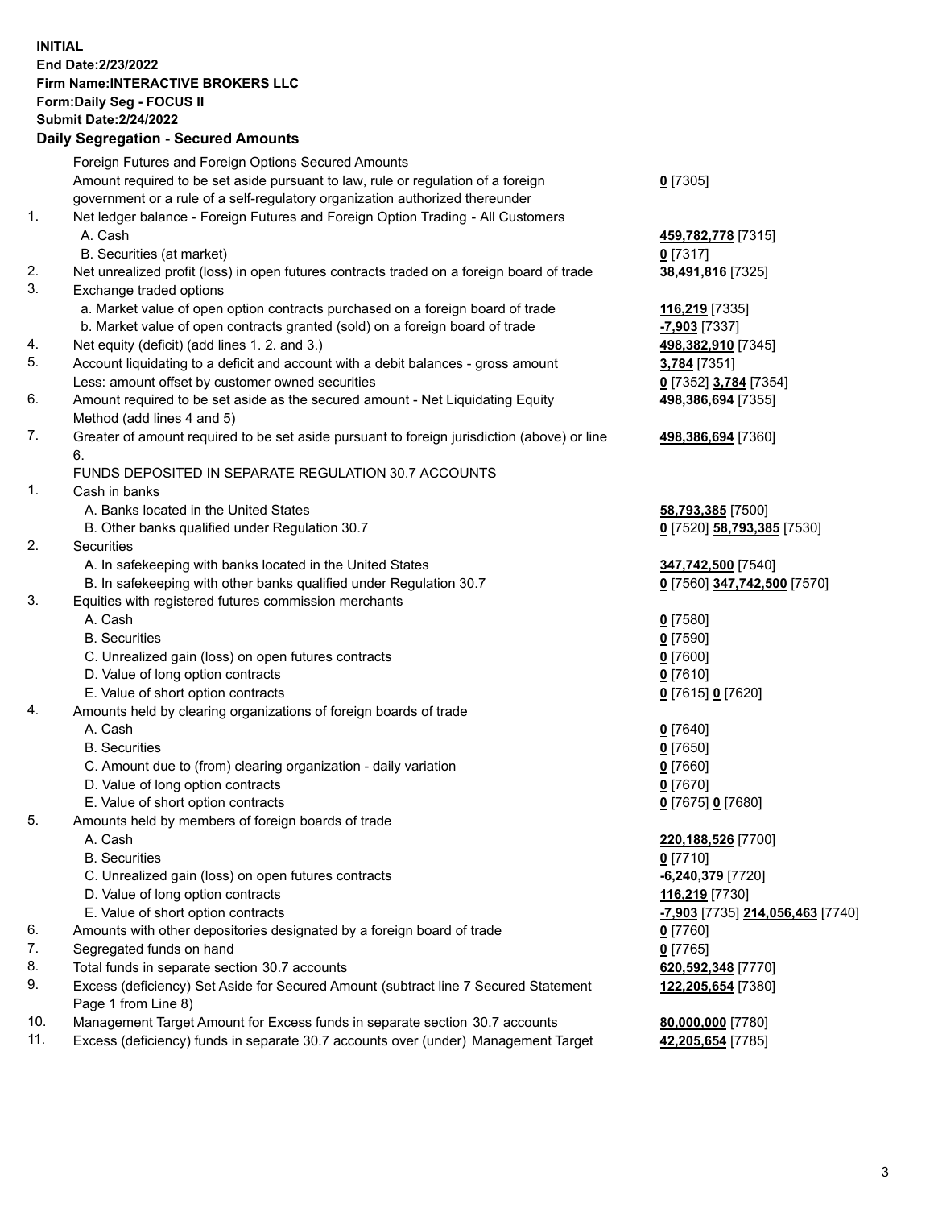**INITIAL**
**End Date:2/23/2022**
**Firm Name:INTERACTIVE BROKERS LLC**
**Form:Daily Seg - FOCUS II**
**Submit Date:2/24/2022**

**Daily Segregation - Secured Amounts**

| | | |
|---|---|---|
| | Foreign Futures and Foreign Options Secured Amounts | |
| | Amount required to be set aside pursuant to law, rule or regulation of a foreign government or a rule of a self-regulatory organization authorized thereunder | **0** [7305] |
| 1. | Net ledger balance - Foreign Futures and Foreign Option Trading - All Customers | |
| | A. Cash | **459,782,778** [7315] |
| | B. Securities (at market) | **0** [7317] |
| 2. | Net unrealized profit (loss) in open futures contracts traded on a foreign board of trade | **38,491,816** [7325] |
| 3. | Exchange traded options | |
| | a. Market value of open option contracts purchased on a foreign board of trade | **116,219** [7335] |
| | b. Market value of open contracts granted (sold) on a foreign board of trade | **-7,903** [7337] |
| 4. | Net equity (deficit) (add lines 1. 2. and 3.) | **498,382,910** [7345] |
| 5. | Account liquidating to a deficit and account with a debit balances - gross amount | **3,784** [7351] |
| | Less: amount offset by customer owned securities | **0** [7352] **3,784** [7354] |
| 6. | Amount required to be set aside as the secured amount - Net Liquidating Equity Method (add lines 4 and 5) | **498,386,694** [7355] |
| 7. | Greater of amount required to be set aside pursuant to foreign jurisdiction (above) or line 6. | **498,386,694** [7360] |
| | FUNDS DEPOSITED IN SEPARATE REGULATION 30.7 ACCOUNTS | |
| 1. | Cash in banks | |
| | A. Banks located in the United States | **58,793,385** [7500] |
| | B. Other banks qualified under Regulation 30.7 | **0** [7520] **58,793,385** [7530] |
| 2. | Securities | |
| | A. In safekeeping with banks located in the United States | **347,742,500** [7540] |
| | B. In safekeeping with other banks qualified under Regulation 30.7 | **0** [7560] **347,742,500** [7570] |
| 3. | Equities with registered futures commission merchants | |
| | A. Cash | **0** [7580] |
| | B. Securities | **0** [7590] |
| | C. Unrealized gain (loss) on open futures contracts | **0** [7600] |
| | D. Value of long option contracts | **0** [7610] |
| | E. Value of short option contracts | **0** [7615] **0** [7620] |
| 4. | Amounts held by clearing organizations of foreign boards of trade | |
| | A. Cash | **0** [7640] |
| | B. Securities | **0** [7650] |
| | C. Amount due to (from) clearing organization - daily variation | **0** [7660] |
| | D. Value of long option contracts | **0** [7670] |
| | E. Value of short option contracts | **0** [7675] **0** [7680] |
| 5. | Amounts held by members of foreign boards of trade | |
| | A. Cash | **220,188,526** [7700] |
| | B. Securities | **0** [7710] |
| | C. Unrealized gain (loss) on open futures contracts | **-6,240,379** [7720] |
| | D. Value of long option contracts | **116,219** [7730] |
| | E. Value of short option contracts | **-7,903** [7735] **214,056,463** [7740] |
| 6. | Amounts with other depositories designated by a foreign board of trade | **0** [7760] |
| 7. | Segregated funds on hand | **0** [7765] |
| 8. | Total funds in separate section 30.7 accounts | **620,592,348** [7770] |
| 9. | Excess (deficiency) Set Aside for Secured Amount (subtract line 7 Secured Statement Page 1 from Line 8) | **122,205,654** [7380] |
| 10. | Management Target Amount for Excess funds in separate section 30.7 accounts | **80,000,000** [7780] |
| 11. | Excess (deficiency) funds in separate 30.7 accounts over (under) Management Target | **42,205,654** [7785] |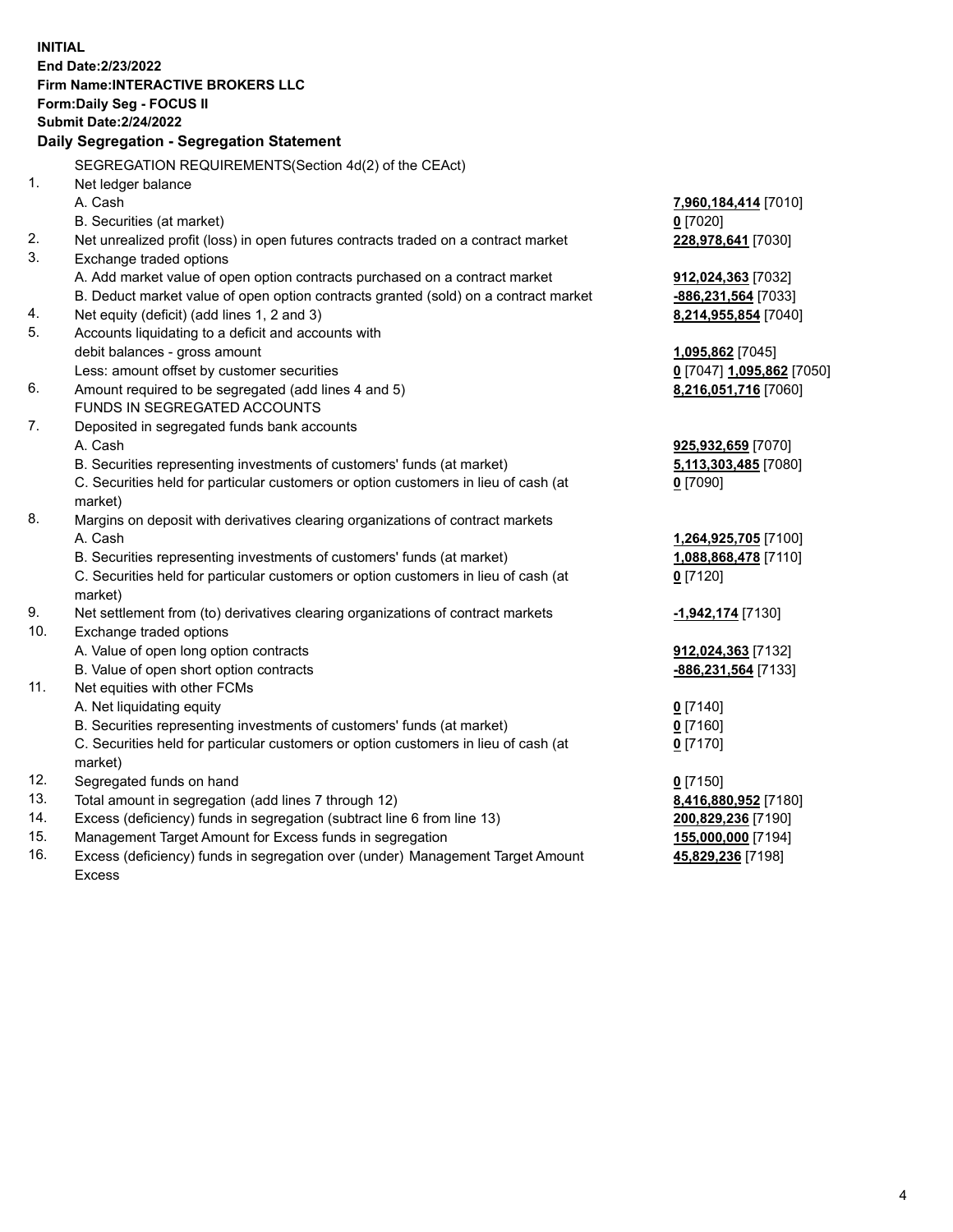**INITIAL**
**End Date:2/23/2022**
**Firm Name:INTERACTIVE BROKERS LLC**
**Form:Daily Seg - FOCUS II**
**Submit Date:2/24/2022**

## Daily Segregation - Segregation Statement

SEGREGATION REQUIREMENTS(Section 4d(2) of the CEAct)

| | | |
|---|---|---|
| 1. | Net ledger balance | |
| | A. Cash | **7,960,184,414** [7010] |
| | B. Securities (at market) | **0** [7020] |
| 2. | Net unrealized profit (loss) in open futures contracts traded on a contract market | **228,978,641** [7030] |
| 3. | Exchange traded options | |
| | A. Add market value of open option contracts purchased on a contract market | **912,024,363** [7032] |
| | B. Deduct market value of open option contracts granted (sold) on a contract market | **-886,231,564** [7033] |
| 4. | Net equity (deficit) (add lines 1, 2 and 3) | **8,214,955,854** [7040] |
| 5. | Accounts liquidating to a deficit and accounts with debit balances - gross amount | **1,095,862** [7045] |
| | Less: amount offset by customer securities | **0** [7047] **1,095,862** [7050] |
| 6. | Amount required to be segregated (add lines 4 and 5) | **8,216,051,716** [7060] |
| | FUNDS IN SEGREGATED ACCOUNTS | |
| 7. | Deposited in segregated funds bank accounts | |
| | A. Cash | **925,932,659** [7070] |
| | B. Securities representing investments of customers' funds (at market) | **5,113,303,485** [7080] |
| | C. Securities held for particular customers or option customers in lieu of cash (at market) | **0** [7090] |
| 8. | Margins on deposit with derivatives clearing organizations of contract markets | |
| | A. Cash | **1,264,925,705** [7100] |
| | B. Securities representing investments of customers' funds (at market) | **1,088,868,478** [7110] |
| | C. Securities held for particular customers or option customers in lieu of cash (at market) | **0** [7120] |
| 9. | Net settlement from (to) derivatives clearing organizations of contract markets | **-1,942,174** [7130] |
| 10. | Exchange traded options | |
| | A. Value of open long option contracts | **912,024,363** [7132] |
| | B. Value of open short option contracts | **-886,231,564** [7133] |
| 11. | Net equities with other FCMs | |
| | A. Net liquidating equity | **0** [7140] |
| | B. Securities representing investments of customers' funds (at market) | **0** [7160] |
| | C. Securities held for particular customers or option customers in lieu of cash (at market) | **0** [7170] |
| 12. | Segregated funds on hand | **0** [7150] |
| 13. | Total amount in segregation (add lines 7 through 12) | **8,416,880,952** [7180] |
| 14. | Excess (deficiency) funds in segregation (subtract line 6 from line 13) | **200,829,236** [7190] |
| 15. | Management Target Amount for Excess funds in segregation | **155,000,000** [7194] |
| 16. | Excess (deficiency) funds in segregation over (under) Management Target Amount Excess | **45,829,236** [7198] |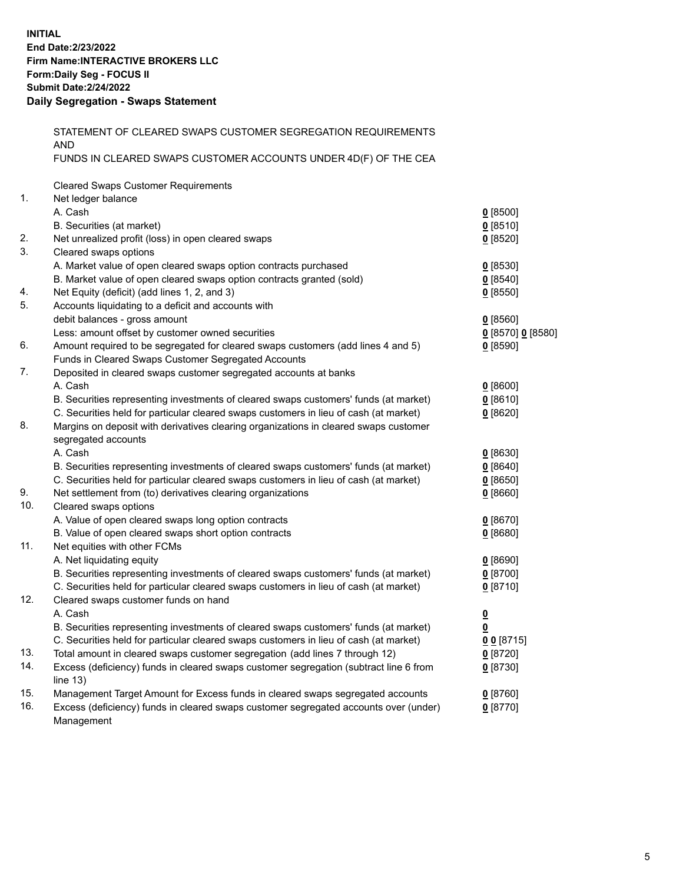**INITIAL**
**End Date:2/23/2022**
**Firm Name:INTERACTIVE BROKERS LLC**
**Form:Daily Seg - FOCUS II**
**Submit Date:2/24/2022**
**Daily Segregation - Swaps Statement**

STATEMENT OF CLEARED SWAPS CUSTOMER SEGREGATION REQUIREMENTS AND
FUNDS IN CLEARED SWAPS CUSTOMER ACCOUNTS UNDER 4D(F) OF THE CEA

| | | |
|---|---|---|
| | Cleared Swaps Customer Requirements | |
| 1. | Net ledger balance | |
| | A. Cash | 0 [8500] |
| | B. Securities (at market) | 0 [8510] |
| 2. | Net unrealized profit (loss) in open cleared swaps | 0 [8520] |
| 3. | Cleared swaps options | |
| | A. Market value of open cleared swaps option contracts purchased | 0 [8530] |
| | B. Market value of open cleared swaps option contracts granted (sold) | 0 [8540] |
| 4. | Net Equity (deficit) (add lines 1, 2, and 3) | 0 [8550] |
| 5. | Accounts liquidating to a deficit and accounts with debit balances - gross amount | 0 [8560] |
| | Less: amount offset by customer owned securities | 0 [8570] 0 [8580] |
| 6. | Amount required to be segregated for cleared swaps customers (add lines 4 and 5) | 0 [8590] |
| | Funds in Cleared Swaps Customer Segregated Accounts | |
| 7. | Deposited in cleared swaps customer segregated accounts at banks | |
| | A. Cash | 0 [8600] |
| | B. Securities representing investments of cleared swaps customers' funds (at market) | 0 [8610] |
| | C. Securities held for particular cleared swaps customers in lieu of cash (at market) | 0 [8620] |
| 8. | Margins on deposit with derivatives clearing organizations in cleared swaps customer segregated accounts | |
| | A. Cash | 0 [8630] |
| | B. Securities representing investments of cleared swaps customers' funds (at market) | 0 [8640] |
| | C. Securities held for particular cleared swaps customers in lieu of cash (at market) | 0 [8650] |
| 9. | Net settlement from (to) derivatives clearing organizations | 0 [8660] |
| 10. | Cleared swaps options | |
| | A. Value of open cleared swaps long option contracts | 0 [8670] |
| | B. Value of open cleared swaps short option contracts | 0 [8680] |
| 11. | Net equities with other FCMs | |
| | A. Net liquidating equity | 0 [8690] |
| | B. Securities representing investments of cleared swaps customers' funds (at market) | 0 [8700] |
| | C. Securities held for particular cleared swaps customers in lieu of cash (at market) | 0 [8710] |
| 12. | Cleared swaps customer funds on hand | |
| | A. Cash | 0 |
| | B. Securities representing investments of cleared swaps customers' funds (at market) | 0 |
| | C. Securities held for particular cleared swaps customers in lieu of cash (at market) | 0 0 [8715] |
| 13. | Total amount in cleared swaps customer segregation (add lines 7 through 12) | 0 [8720] |
| 14. | Excess (deficiency) funds in cleared swaps customer segregation (subtract line 6 from line 13) | 0 [8730] |
| 15. | Management Target Amount for Excess funds in cleared swaps segregated accounts | 0 [8760] |
| 16. | Excess (deficiency) funds in cleared swaps customer segregated accounts over (under) Management | 0 [8770] |